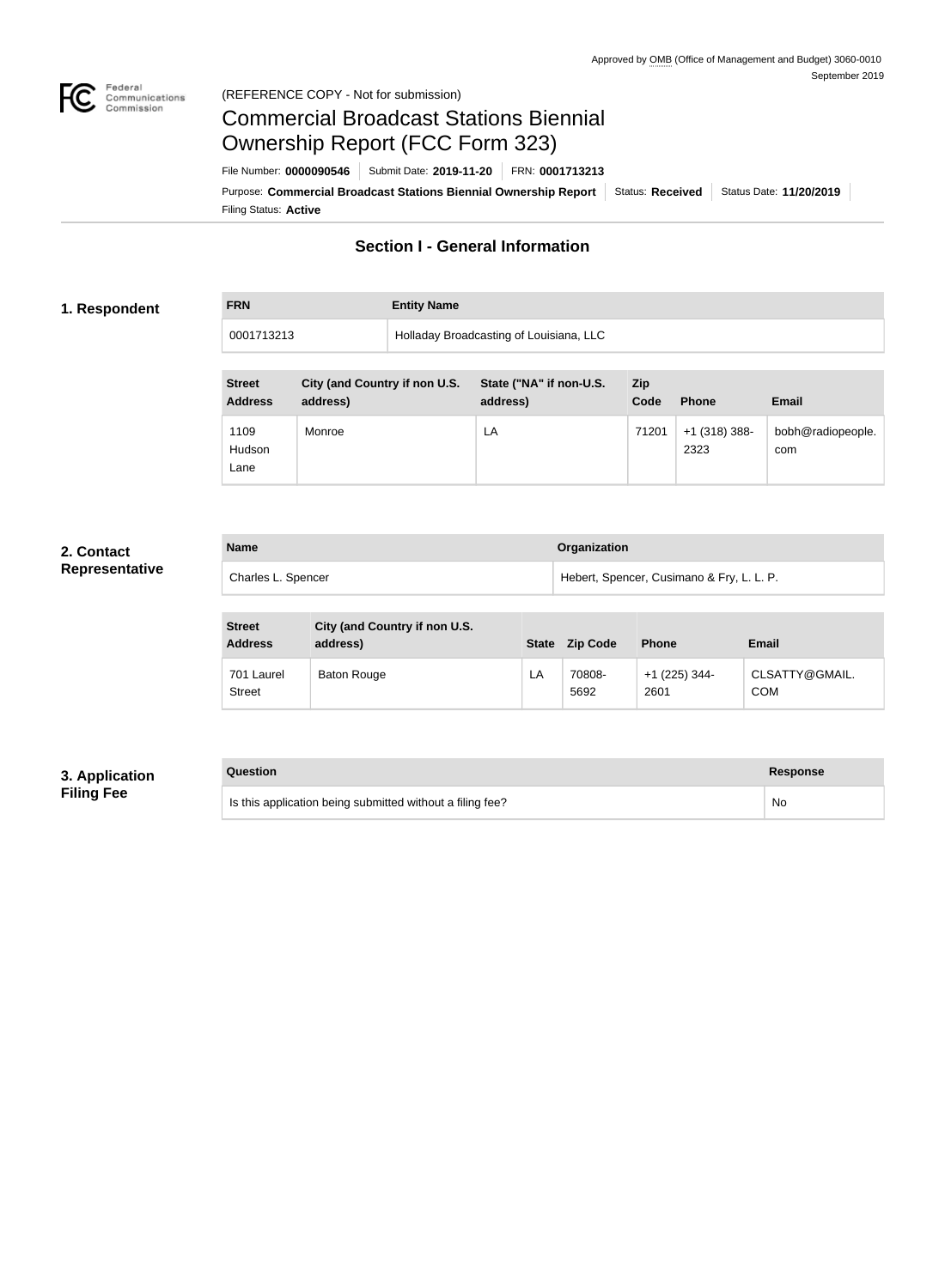Approved by OMB (Office of Management and Budget) 3060-0010
September 2019

(REFERENCE COPY - Not for submission)

# Commercial Broadcast Stations Biennial Ownership Report (FCC Form 323)

File Number: **0000090546** | Submit Date: **2019-11-20** | FRN: **0001713213**

Purpose: **Commercial Broadcast Stations Biennial Ownership Report** | Status: **Received** | Status Date: **11/20/2019**

Filing Status: **Active**

## Section I - General Information

### 1. Respondent

| FRN | Entity Name |
|---|---|
| 0001713213 | Holladay Broadcasting of Louisiana, LLC |

| Street Address | City (and Country if non U.S. address) | State ("NA" if non-U.S. address) | Zip Code | Phone | Email |
|---|---|---|---|---|---|
| 1109 Hudson Lane | Monroe | LA | 71201 | +1 (318) 388-2323 | bobh@radiopeople.com |

### 2. Contact Representative

| Name | Organization |
|---|---|
| Charles L. Spencer | Hebert, Spencer, Cusimano & Fry, L. L. P. |

| Street Address | City (and Country if non U.S. address) | State | Zip Code | Phone | Email |
|---|---|---|---|---|---|
| 701 Laurel Street | Baton Rouge | LA | 70808-5692 | +1 (225) 344-2601 | CLSATTY@GMAIL.COM |

### 3. Application Filing Fee

| Question | Response |
|---|---|
| Is this application being submitted without a filing fee? | No |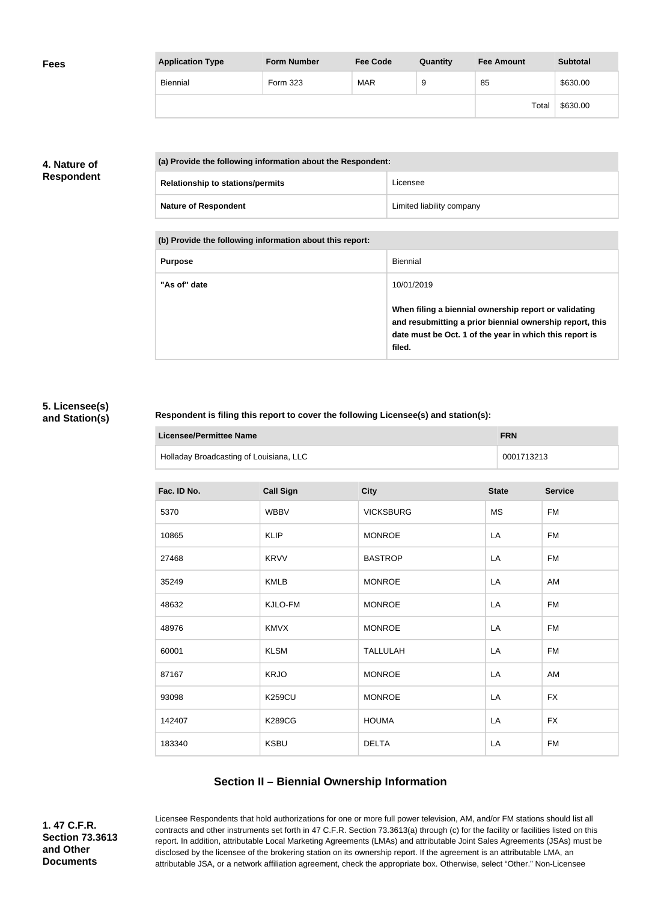**Fees**

| Application Type | Form Number | Fee Code | Quantity | Fee Amount | Subtotal |
|---|---|---|---|---|---|
| Biennial | Form 323 | MAR | 9 | 85 | $630.00 |
| | | | | Total | $630.00 |

**4. Nature of Respondent**

| (a) Provide the following information about the Respondent: | |
|---|---|
| Relationship to stations/permits | Licensee |
| Nature of Respondent | Limited liability company |

| (b) Provide the following information about this report: | |
|---|---|
| Purpose | Biennial |
| "As of" date | 10/01/2019<br><br>**When filing a biennial ownership report or validating and resubmitting a prior biennial ownership report, this date must be Oct. 1 of the year in which this report is filed.** |

**5. Licensee(s) and Station(s)**

**Respondent is filing this report to cover the following Licensee(s) and station(s):**

| Licensee/Permittee Name | FRN |
|---|---|
| Holladay Broadcasting of Louisiana, LLC | 0001713213 |

| Fac. ID No. | Call Sign | City | State | Service |
|---|---|---|---|---|
| 5370 | WBBV | VICKSBURG | MS | FM |
| 10865 | KLIP | MONROE | LA | FM |
| 27468 | KRVV | BASTROP | LA | FM |
| 35249 | KMLB | MONROE | LA | AM |
| 48632 | KJLO-FM | MONROE | LA | FM |
| 48976 | KMVX | MONROE | LA | FM |
| 60001 | KLSM | TALLULAH | LA | FM |
| 87167 | KRJO | MONROE | LA | AM |
| 93098 | K259CU | MONROE | LA | FX |
| 142407 | K289CG | HOUMA | LA | FX |
| 183340 | KSBU | DELTA | LA | FM |

## Section II – Biennial Ownership Information

**1. 47 C.F.R. Section 73.3613 and Other Documents**

Licensee Respondents that hold authorizations for one or more full power television, AM, and/or FM stations should list all contracts and other instruments set forth in 47 C.F.R. Section 73.3613(a) through (c) for the facility or facilities listed on this report. In addition, attributable Local Marketing Agreements (LMAs) and attributable Joint Sales Agreements (JSAs) must be disclosed by the licensee of the brokering station on its ownership report. If the agreement is an attributable LMA, an attributable JSA, or a network affiliation agreement, check the appropriate box. Otherwise, select "Other." Non-Licensee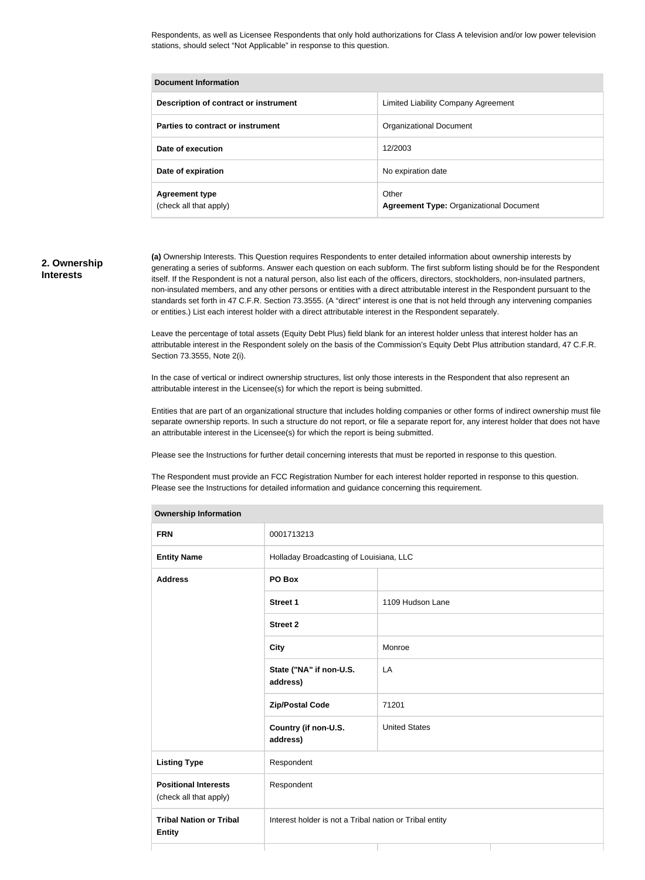Respondents, as well as Licensee Respondents that only hold authorizations for Class A television and/or low power television stations, should select "Not Applicable" in response to this question.

| Document Information | |
| --- | --- |
| **Description of contract or instrument** | Limited Liability Company Agreement |
| **Parties to contract or instrument** | Organizational Document |
| **Date of execution** | 12/2003 |
| **Date of expiration** | No expiration date |
| **Agreement type** (check all that apply) | Other **Agreement Type:** Organizational Document |

## 2. Ownership Interests

**(a)** Ownership Interests. This Question requires Respondents to enter detailed information about ownership interests by generating a series of subforms. Answer each question on each subform. The first subform listing should be for the Respondent itself. If the Respondent is not a natural person, also list each of the officers, directors, stockholders, non-insulated partners, non-insulated members, and any other persons or entities with a direct attributable interest in the Respondent pursuant to the standards set forth in 47 C.F.R. Section 73.3555. (A "direct" interest is one that is not held through any intervening companies or entities.) List each interest holder with a direct attributable interest in the Respondent separately.

Leave the percentage of total assets (Equity Debt Plus) field blank for an interest holder unless that interest holder has an attributable interest in the Respondent solely on the basis of the Commission's Equity Debt Plus attribution standard, 47 C.F.R. Section 73.3555, Note 2(i).

In the case of vertical or indirect ownership structures, list only those interests in the Respondent that also represent an attributable interest in the Licensee(s) for which the report is being submitted.

Entities that are part of an organizational structure that includes holding companies or other forms of indirect ownership must file separate ownership reports. In such a structure do not report, or file a separate report for, any interest holder that does not have an attributable interest in the Licensee(s) for which the report is being submitted.

Please see the Instructions for further detail concerning interests that must be reported in response to this question.

The Respondent must provide an FCC Registration Number for each interest holder reported in response to this question. Please see the Instructions for detailed information and guidance concerning this requirement.

| Ownership Information | | |
| --- | --- | --- |
| **FRN** | 0001713213 | |
| **Entity Name** | Holladay Broadcasting of Louisiana, LLC | |
| **Address** | **PO Box** | |
| | **Street 1** | 1109 Hudson Lane |
| | **Street 2** | |
| | **City** | Monroe |
| | **State ("NA" if non-U.S. address)** | LA |
| | **Zip/Postal Code** | 71201 |
| | **Country (if non-U.S. address)** | United States |
| **Listing Type** | Respondent | |
| **Positional Interests** (check all that apply) | Respondent | |
| **Tribal Nation or Tribal Entity** | Interest holder is not a Tribal nation or Tribal entity | |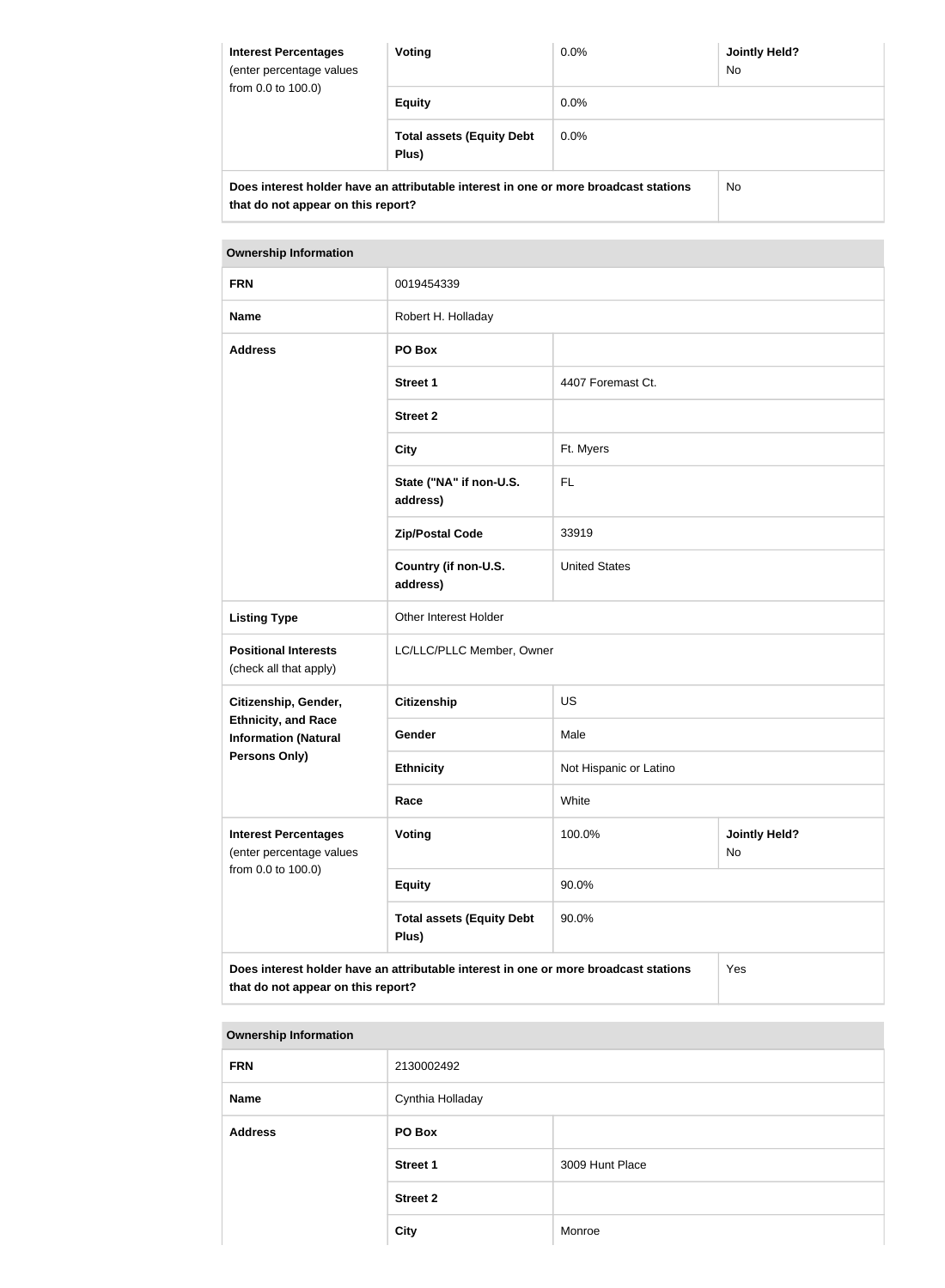| Interest Percentages (enter percentage values from 0.0 to 100.0) | Voting | 0.0% | Jointly Held? No |
|---|---|---|---|
| | Equity | 0.0% | |
| | Total assets (Equity Debt Plus) | 0.0% | |
| Does interest holder have an attributable interest in one or more broadcast stations that do not appear on this report? | | | No |

| Ownership Information | | | |
|---|---|---|---|
| FRN | 0019454339 | | |
| Name | Robert H. Holladay | | |
| Address | PO Box | | |
| | Street 1 | 4407 Foremast Ct. | |
| | Street 2 | | |
| | City | Ft. Myers | |
| | State ("NA" if non-U.S. address) | FL | |
| | Zip/Postal Code | 33919 | |
| | Country (if non-U.S. address) | United States | |
| Listing Type | Other Interest Holder | | |
| Positional Interests (check all that apply) | LC/LLC/PLLC Member, Owner | | |
| Citizenship, Gender, Ethnicity, and Race Information (Natural Persons Only) | Citizenship | US | |
| | Gender | Male | |
| | Ethnicity | Not Hispanic or Latino | |
| | Race | White | |
| Interest Percentages (enter percentage values from 0.0 to 100.0) | Voting | 100.0% | Jointly Held? No |
| | Equity | 90.0% | |
| | Total assets (Equity Debt Plus) | 90.0% | |
| Does interest holder have an attributable interest in one or more broadcast stations that do not appear on this report? | | | Yes |

| Ownership Information | | |
|---|---|---|
| FRN | 2130002492 | |
| Name | Cynthia Holladay | |
| Address | PO Box | |
| | Street 1 | 3009 Hunt Place |
| | Street 2 | |
| | City | Monroe |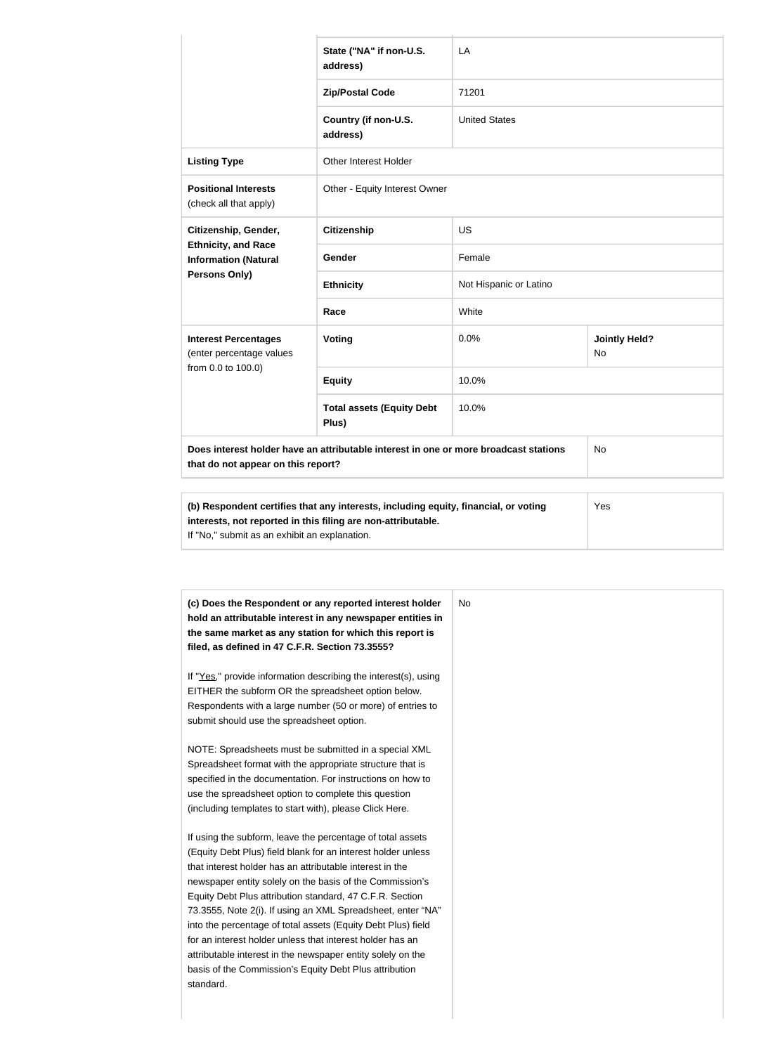| | | | |
|---|---|---|---|
| | **State ("NA" if non-U.S. address)** | LA | |
| | **Zip/Postal Code** | 71201 | |
| | **Country (if non-U.S. address)** | United States | |
| **Listing Type** | Other Interest Holder | | |
| **Positional Interests** (check all that apply) | Other - Equity Interest Owner | | |
| **Citizenship, Gender, Ethnicity, and Race Information (Natural Persons Only)** | **Citizenship** | US | |
| | **Gender** | Female | |
| | **Ethnicity** | Not Hispanic or Latino | |
| | **Race** | White | |
| **Interest Percentages** (enter percentage values from 0.0 to 100.0) | **Voting** | 0.0% | **Jointly Held?** No |
| | **Equity** | 10.0% | |
| | **Total assets (Equity Debt Plus)** | 10.0% | |
| **Does interest holder have an attributable interest in one or more broadcast stations that do not appear on this report?** | | | No |

| | |
|---|---|
| **(b) Respondent certifies that any interests, including equity, financial, or voting interests, not reported in this filing are non-attributable.** If "No," submit as an exhibit an explanation. | Yes |

| | |
|---|---|
| **(c) Does the Respondent or any reported interest holder hold an attributable interest in any newspaper entities in the same market as any station for which this report is filed, as defined in 47 C.F.R. Section 73.3555?**<br><br>If "Yes," provide information describing the interest(s), using EITHER the subform OR the spreadsheet option below. Respondents with a large number (50 or more) of entries to submit should use the spreadsheet option.<br><br>NOTE: Spreadsheets must be submitted in a special XML Spreadsheet format with the appropriate structure that is specified in the documentation. For instructions on how to use the spreadsheet option to complete this question (including templates to start with), please Click Here.<br><br>If using the subform, leave the percentage of total assets (Equity Debt Plus) field blank for an interest holder unless that interest holder has an attributable interest in the newspaper entity solely on the basis of the Commission's Equity Debt Plus attribution standard, 47 C.F.R. Section 73.3555, Note 2(i). If using an XML Spreadsheet, enter "NA" into the percentage of total assets (Equity Debt Plus) field for an interest holder unless that interest holder has an attributable interest in the newspaper entity solely on the basis of the Commission's Equity Debt Plus attribution standard. | No |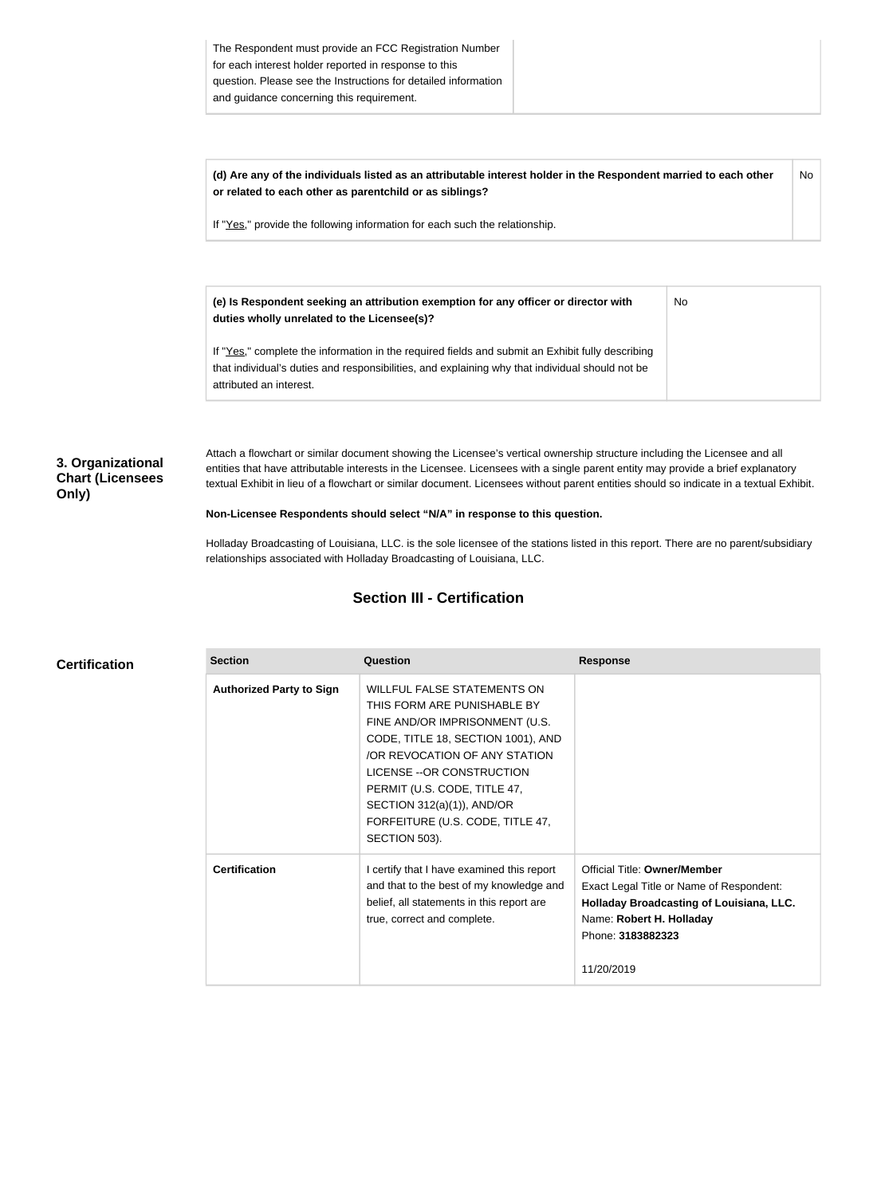| | |
|---|---|
| The Respondent must provide an FCC Registration Number for each interest holder reported in response to this question. Please see the Instructions for detailed information and guidance concerning this requirement. | |

| | |
|---|---|
| **(d) Are any of the individuals listed as an attributable interest holder in the Respondent married to each other or related to each other as parentchild or as siblings?**<br><br>If "Yes," provide the following information for each such the relationship. | No |

| | |
|---|---|
| **(e) Is Respondent seeking an attribution exemption for any officer or director with duties wholly unrelated to the Licensee(s)?**<br><br>If "Yes," complete the information in the required fields and submit an Exhibit fully describing that individual's duties and responsibilities, and explaining why that individual should not be attributed an interest. | No |

**3. Organizational Chart (Licensees Only)**

Attach a flowchart or similar document showing the Licensee's vertical ownership structure including the Licensee and all entities that have attributable interests in the Licensee. Licensees with a single parent entity may provide a brief explanatory textual Exhibit in lieu of a flowchart or similar document. Licensees without parent entities should so indicate in a textual Exhibit.

**Non-Licensee Respondents should select "N/A" in response to this question.**

Holladay Broadcasting of Louisiana, LLC. is the sole licensee of the stations listed in this report. There are no parent/subsidiary relationships associated with Holladay Broadcasting of Louisiana, LLC.

## Section III - Certification

**Certification**

| Section | Question | Response |
|---|---|---|
| **Authorized Party to Sign** | WILLFUL FALSE STATEMENTS ON THIS FORM ARE PUNISHABLE BY FINE AND/OR IMPRISONMENT (U.S. CODE, TITLE 18, SECTION 1001), AND /OR REVOCATION OF ANY STATION LICENSE --OR CONSTRUCTION PERMIT (U.S. CODE, TITLE 47, SECTION 312(a)(1)), AND/OR FORFEITURE (U.S. CODE, TITLE 47, SECTION 503). | |
| **Certification** | I certify that I have examined this report and that to the best of my knowledge and belief, all statements in this report are true, correct and complete. | Official Title: **Owner/Member**<br>Exact Legal Title or Name of Respondent: **Holladay Broadcasting of Louisiana, LLC.**<br>Name: **Robert H. Holladay**<br>Phone: **3183882323**<br><br>11/20/2019 |